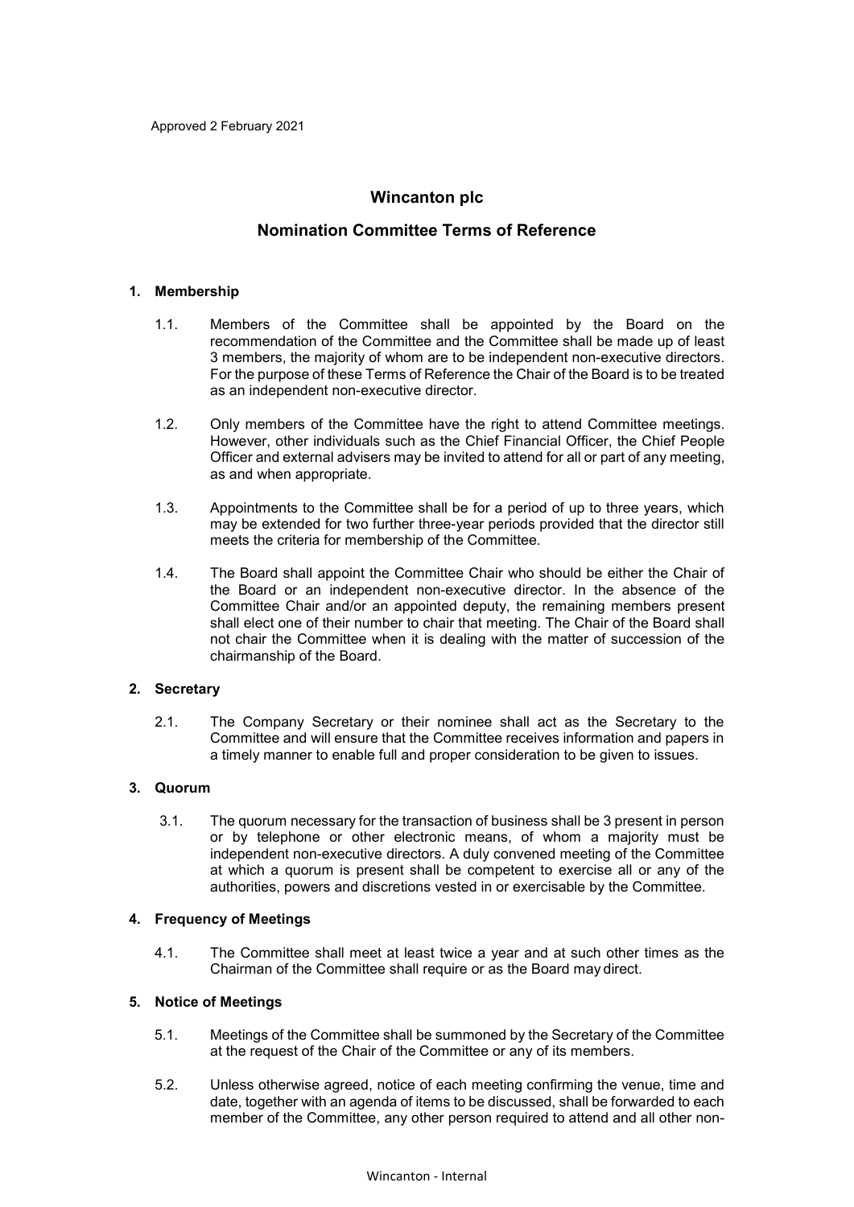Approved 2 February 2021

# Wincanton plc

## Nomination Committee Terms of Reference

### 1. Membership

1.1. Members of the Committee shall be appointed by the Board on the recommendation of the Committee and the Committee shall be made up of least 3 members, the majority of whom are to be independent non-executive directors. For the purpose of these Terms of Reference the Chair of the Board is to be treated as an independent non-executive director.

1.2. Only members of the Committee have the right to attend Committee meetings. However, other individuals such as the Chief Financial Officer, the Chief People Officer and external advisers may be invited to attend for all or part of any meeting, as and when appropriate.

1.3. Appointments to the Committee shall be for a period of up to three years, which may be extended for two further three-year periods provided that the director still meets the criteria for membership of the Committee.

1.4. The Board shall appoint the Committee Chair who should be either the Chair of the Board or an independent non-executive director. In the absence of the Committee Chair and/or an appointed deputy, the remaining members present shall elect one of their number to chair that meeting. The Chair of the Board shall not chair the Committee when it is dealing with the matter of succession of the chairmanship of the Board.

### 2. Secretary

2.1. The Company Secretary or their nominee shall act as the Secretary to the Committee and will ensure that the Committee receives information and papers in a timely manner to enable full and proper consideration to be given to issues.

### 3. Quorum

3.1. The quorum necessary for the transaction of business shall be 3 present in person or by telephone or other electronic means, of whom a majority must be independent non-executive directors. A duly convened meeting of the Committee at which a quorum is present shall be competent to exercise all or any of the authorities, powers and discretions vested in or exercisable by the Committee.

### 4. Frequency of Meetings

4.1. The Committee shall meet at least twice a year and at such other times as the Chairman of the Committee shall require or as the Board may direct.

### 5. Notice of Meetings

5.1. Meetings of the Committee shall be summoned by the Secretary of the Committee at the request of the Chair of the Committee or any of its members.

5.2. Unless otherwise agreed, notice of each meeting confirming the venue, time and date, together with an agenda of items to be discussed, shall be forwarded to each member of the Committee, any other person required to attend and all other non-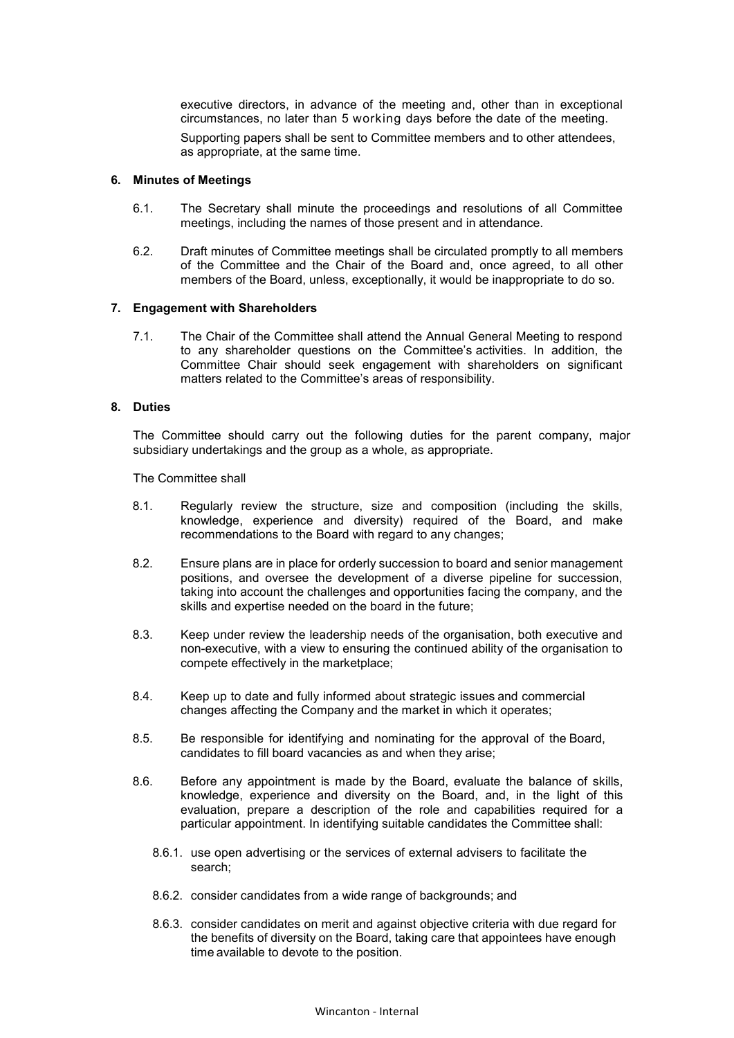executive directors, in advance of the meeting and, other than in exceptional circumstances, no later than 5 working days before the date of the meeting.

Supporting papers shall be sent to Committee members and to other attendees, as appropriate, at the same time.

**6. Minutes of Meetings**

6.1. The Secretary shall minute the proceedings and resolutions of all Committee meetings, including the names of those present and in attendance.

6.2. Draft minutes of Committee meetings shall be circulated promptly to all members of the Committee and the Chair of the Board and, once agreed, to all other members of the Board, unless, exceptionally, it would be inappropriate to do so.

**7. Engagement with Shareholders**

7.1. The Chair of the Committee shall attend the Annual General Meeting to respond to any shareholder questions on the Committee's activities. In addition, the Committee Chair should seek engagement with shareholders on significant matters related to the Committee's areas of responsibility.

**8. Duties**

The Committee should carry out the following duties for the parent company, major subsidiary undertakings and the group as a whole, as appropriate.

The Committee shall

8.1. Regularly review the structure, size and composition (including the skills, knowledge, experience and diversity) required of the Board, and make recommendations to the Board with regard to any changes;

8.2. Ensure plans are in place for orderly succession to board and senior management positions, and oversee the development of a diverse pipeline for succession, taking into account the challenges and opportunities facing the company, and the skills and expertise needed on the board in the future;

8.3. Keep under review the leadership needs of the organisation, both executive and non-executive, with a view to ensuring the continued ability of the organisation to compete effectively in the marketplace;

8.4. Keep up to date and fully informed about strategic issues and commercial changes affecting the Company and the market in which it operates;

8.5. Be responsible for identifying and nominating for the approval of the Board, candidates to fill board vacancies as and when they arise;

8.6. Before any appointment is made by the Board, evaluate the balance of skills, knowledge, experience and diversity on the Board, and, in the light of this evaluation, prepare a description of the role and capabilities required for a particular appointment. In identifying suitable candidates the Committee shall:

8.6.1. use open advertising or the services of external advisers to facilitate the search;

8.6.2. consider candidates from a wide range of backgrounds; and

8.6.3. consider candidates on merit and against objective criteria with due regard for the benefits of diversity on the Board, taking care that appointees have enough time available to devote to the position.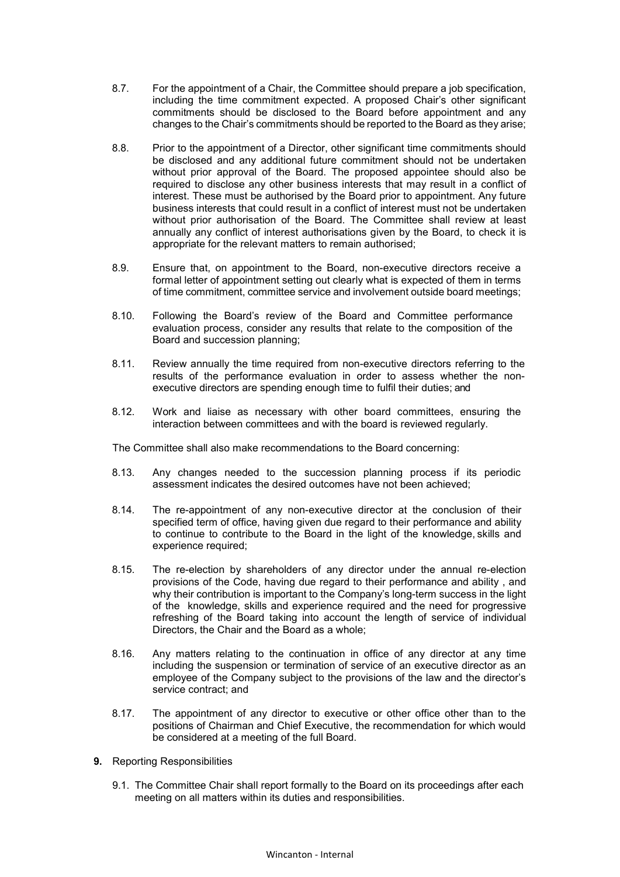8.7. For the appointment of a Chair, the Committee should prepare a job specification, including the time commitment expected. A proposed Chair's other significant commitments should be disclosed to the Board before appointment and any changes to the Chair's commitments should be reported to the Board as they arise;

8.8. Prior to the appointment of a Director, other significant time commitments should be disclosed and any additional future commitment should not be undertaken without prior approval of the Board. The proposed appointee should also be required to disclose any other business interests that may result in a conflict of interest. These must be authorised by the Board prior to appointment. Any future business interests that could result in a conflict of interest must not be undertaken without prior authorisation of the Board. The Committee shall review at least annually any conflict of interest authorisations given by the Board, to check it is appropriate for the relevant matters to remain authorised;

8.9. Ensure that, on appointment to the Board, non-executive directors receive a formal letter of appointment setting out clearly what is expected of them in terms of time commitment, committee service and involvement outside board meetings;

8.10. Following the Board's review of the Board and Committee performance evaluation process, consider any results that relate to the composition of the Board and succession planning;

8.11. Review annually the time required from non-executive directors referring to the results of the performance evaluation in order to assess whether the non-executive directors are spending enough time to fulfil their duties; and

8.12. Work and liaise as necessary with other board committees, ensuring the interaction between committees and with the board is reviewed regularly.

The Committee shall also make recommendations to the Board concerning:

8.13. Any changes needed to the succession planning process if its periodic assessment indicates the desired outcomes have not been achieved;

8.14. The re-appointment of any non-executive director at the conclusion of their specified term of office, having given due regard to their performance and ability to continue to contribute to the Board in the light of the knowledge, skills and experience required;

8.15. The re-election by shareholders of any director under the annual re-election provisions of the Code, having due regard to their performance and ability , and why their contribution is important to the Company's long-term success in the light of the knowledge, skills and experience required and the need for progressive refreshing of the Board taking into account the length of service of individual Directors, the Chair and the Board as a whole;

8.16. Any matters relating to the continuation in office of any director at any time including the suspension or termination of service of an executive director as an employee of the Company subject to the provisions of the law and the director's service contract; and

8.17. The appointment of any director to executive or other office other than to the positions of Chairman and Chief Executive, the recommendation for which would be considered at a meeting of the full Board.

**9.** Reporting Responsibilities

9.1. The Committee Chair shall report formally to the Board on its proceedings after each meeting on all matters within its duties and responsibilities.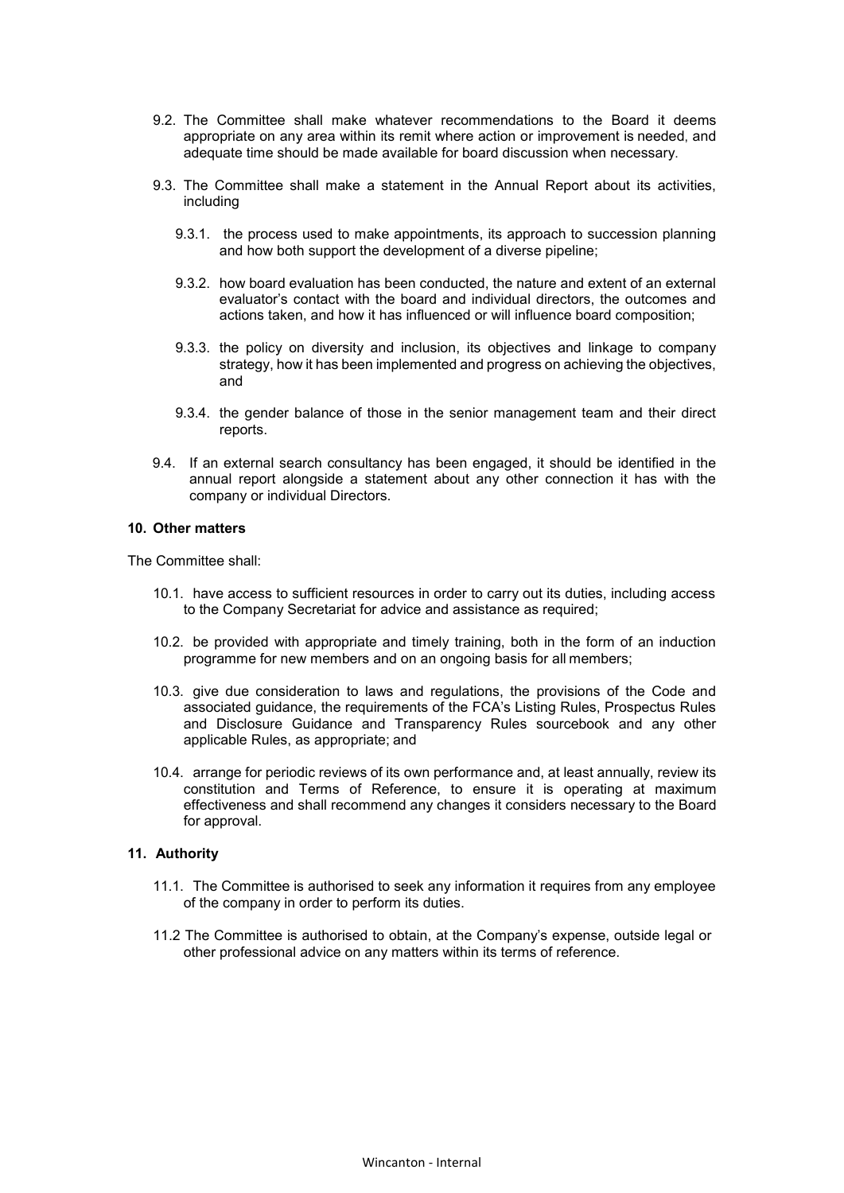9.2. The Committee shall make whatever recommendations to the Board it deems appropriate on any area within its remit where action or improvement is needed, and adequate time should be made available for board discussion when necessary.

9.3. The Committee shall make a statement in the Annual Report about its activities, including

9.3.1. the process used to make appointments, its approach to succession planning and how both support the development of a diverse pipeline;

9.3.2. how board evaluation has been conducted, the nature and extent of an external evaluator's contact with the board and individual directors, the outcomes and actions taken, and how it has influenced or will influence board composition;

9.3.3. the policy on diversity and inclusion, its objectives and linkage to company strategy, how it has been implemented and progress on achieving the objectives, and

9.3.4. the gender balance of those in the senior management team and their direct reports.

9.4. If an external search consultancy has been engaged, it should be identified in the annual report alongside a statement about any other connection it has with the company or individual Directors.

**10. Other matters**

The Committee shall:

10.1. have access to sufficient resources in order to carry out its duties, including access to the Company Secretariat for advice and assistance as required;

10.2. be provided with appropriate and timely training, both in the form of an induction programme for new members and on an ongoing basis for all members;

10.3. give due consideration to laws and regulations, the provisions of the Code and associated guidance, the requirements of the FCA's Listing Rules, Prospectus Rules and Disclosure Guidance and Transparency Rules sourcebook and any other applicable Rules, as appropriate; and

10.4. arrange for periodic reviews of its own performance and, at least annually, review its constitution and Terms of Reference, to ensure it is operating at maximum effectiveness and shall recommend any changes it considers necessary to the Board for approval.

**11. Authority**

11.1. The Committee is authorised to seek any information it requires from any employee of the company in order to perform its duties.

11.2 The Committee is authorised to obtain, at the Company's expense, outside legal or other professional advice on any matters within its terms of reference.